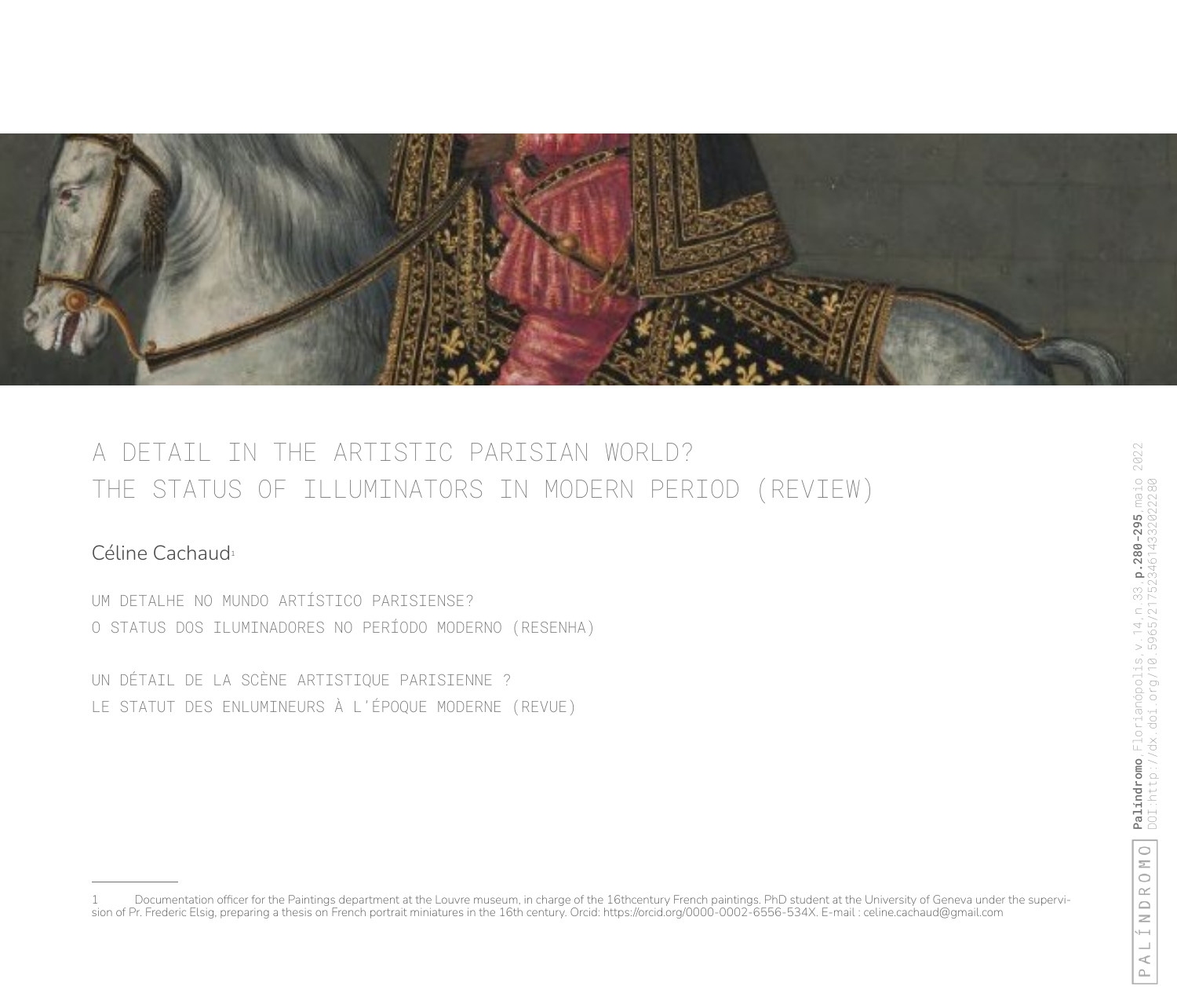# A DETAIL IN THE ARTISTIC PARISIAN WORLD? THE STATUS OF ILLUMINATORS IN MODERN PERIOD (REVIEW)

Céline Cachaud[1]

UM DETALHE NO MUNDO ARTÍSTICO PARISIENSE?
O STATUS DOS ILUMINADORES NO PERÍODO MODERNO (RESENHA)

UN DÉTAIL DE LA SCÈNE ARTISTIQUE PARISIENNE ?
LE STATUT DES ENLUMINEURS À L'ÉPOQUE MODERNE (REVUE)

---

1 Documentation officer for the Paintings department at the Louvre museum, in charge of the 16thcentury French paintings. PhD student at the University of Geneva under the supervision of Pr. Frederic Elsig, preparing a thesis on French portrait miniatures in the 16th century. Orcid: https://orcid.org/0000-0002-6556-534X. E-mail : celine.cachaud@gmail.com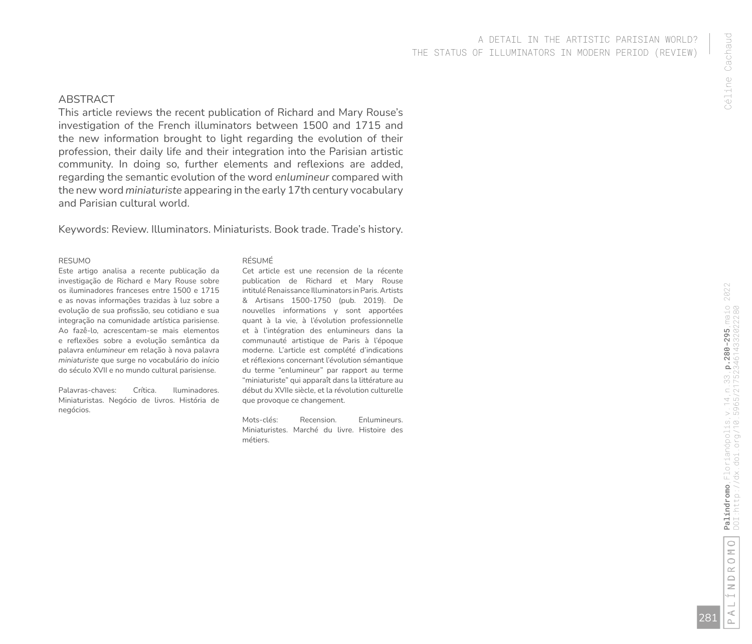## ABSTRACT

This article reviews the recent publication of Richard and Mary Rouse's investigation of the French illuminators between 1500 and 1715 and the new information brought to light regarding the evolution of their profession, their daily life and their integration into the Parisian artistic community. In doing so, further elements and reflexions are added, regarding the semantic evolution of the word *enlumineur* compared with the new word *miniaturiste* appearing in the early 17th century vocabulary and Parisian cultural world.

Keywords: Review. Illuminators. Miniaturists. Book trade. Trade's history.

### RESUMO

Este artigo analisa a recente publicação da investigação de Richard e Mary Rouse sobre os iluminadores franceses entre 1500 e 1715 e as novas informações trazidas à luz sobre a evolução de sua profissão, seu cotidiano e sua integração na comunidade artística parisiense. Ao fazê-lo, acrescentam-se mais elementos e reflexões sobre a evolução semântica da palavra *enlumineur* em relação à nova palavra *miniaturiste* que surge no vocabulário do início do século XVII e no mundo cultural parisiense.

Palavras-chaves: Crítica. Iluminadores. Miniaturistas. Negócio de livros. História de negócios.

### RÉSUMÉ

Cet article est une recension de la récente publication de Richard et Mary Rouse intitulé Renaissance Illuminators in Paris. Artists & Artisans 1500-1750 (pub. 2019). De nouvelles informations y sont apportées quant à la vie, à l'évolution professionnelle et à l'intégration des enlumineurs dans la communauté artistique de Paris à l'époque moderne. L'article est complété d'indications et réflexions concernant l'évolution sémantique du terme "enlumineur" par rapport au terme "miniaturiste" qui apparaît dans la littérature au début du XVIIe siècle, et la révolution culturelle que provoque ce changement.

Mots-clés: Recension. Enlumineurs. Miniaturistes. Marché du livre. Histoire des métiers.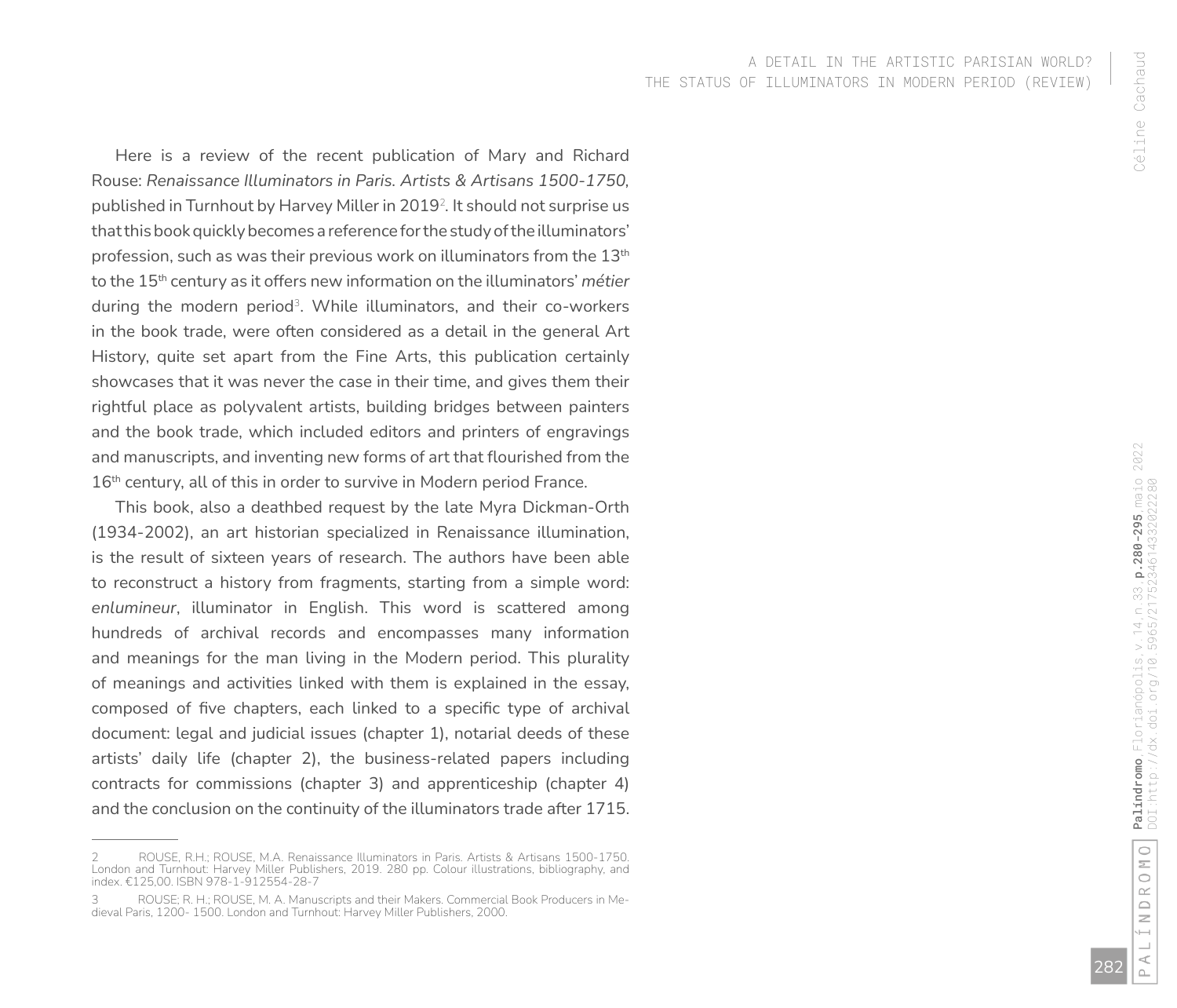Here is a review of the recent publication of Mary and Richard Rouse: *Renaissance Illuminators in Paris. Artists & Artisans 1500-1750*, published in Turnhout by Harvey Miller in 2019[2]. It should not surprise us that this book quickly becomes a reference for the study of the illuminators' profession, such as was their previous work on illuminators from the 13th to the 15th century as it offers new information on the illuminators' *métier* during the modern period[3]. While illuminators, and their co-workers in the book trade, were often considered as a detail in the general Art History, quite set apart from the Fine Arts, this publication certainly showcases that it was never the case in their time, and gives them their rightful place as polyvalent artists, building bridges between painters and the book trade, which included editors and printers of engravings and manuscripts, and inventing new forms of art that flourished from the 16th century, all of this in order to survive in Modern period France.

This book, also a deathbed request by the late Myra Dickman-Orth (1934-2002), an art historian specialized in Renaissance illumination, is the result of sixteen years of research. The authors have been able to reconstruct a history from fragments, starting from a simple word: *enlumineur*, illuminator in English. This word is scattered among hundreds of archival records and encompasses many information and meanings for the man living in the Modern period. This plurality of meanings and activities linked with them is explained in the essay, composed of five chapters, each linked to a specific type of archival document: legal and judicial issues (chapter 1), notarial deeds of these artists' daily life (chapter 2), the business-related papers including contracts for commissions (chapter 3) and apprenticeship (chapter 4) and the conclusion on the continuity of the illuminators trade after 1715.

---

2 ROUSE, R.H.; ROUSE, M.A. Renaissance Illuminators in Paris. Artists & Artisans 1500-1750. London and Turnhout: Harvey Miller Publishers, 2019. 280 pp. Colour illustrations, bibliography, and index. €125,00. ISBN 978-1-912554-28-7

3 ROUSE; R. H.; ROUSE, M. A. Manuscripts and their Makers. Commercial Book Producers in Medieval Paris, 1200- 1500. London and Turnhout: Harvey Miller Publishers, 2000.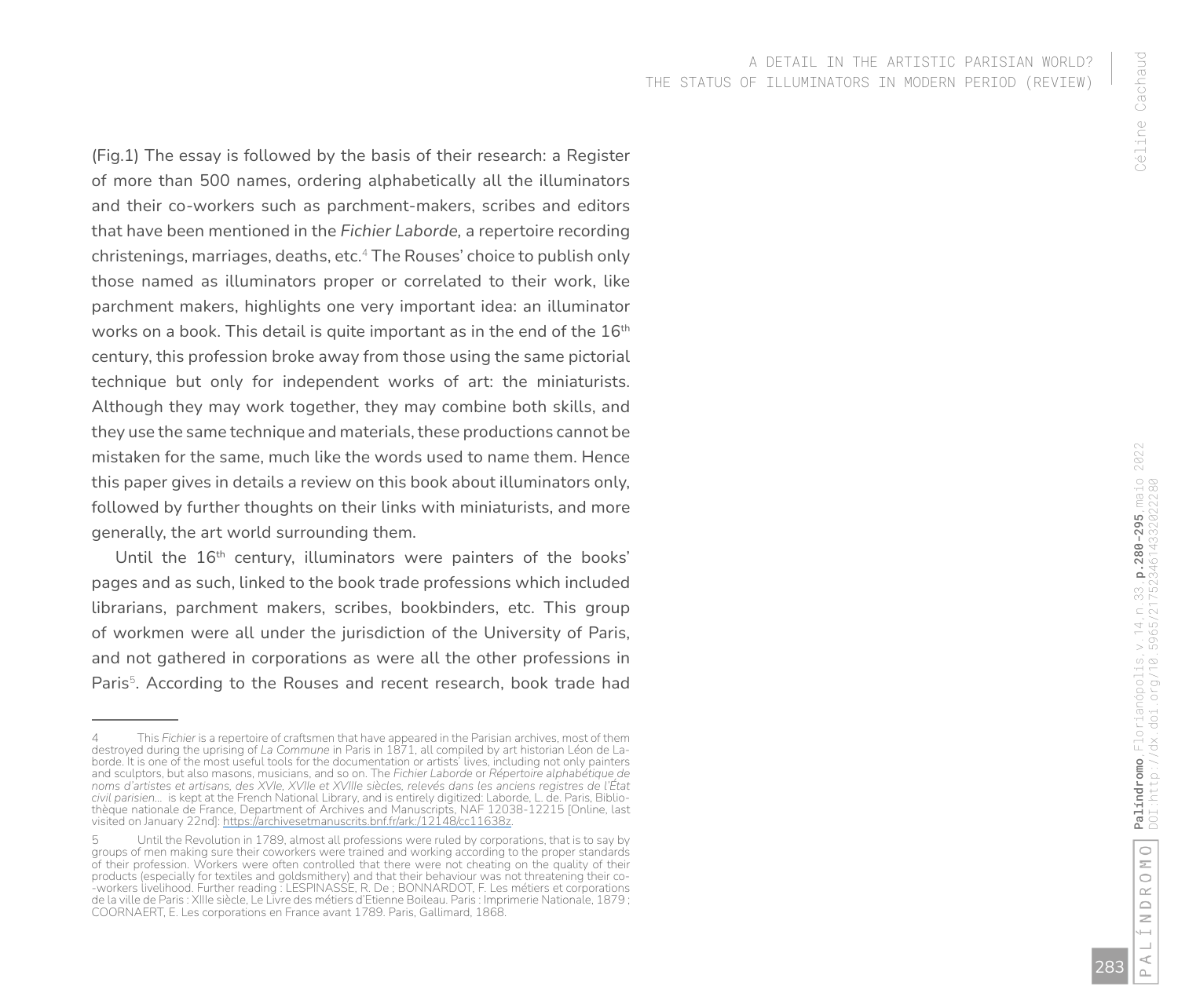(Fig.1) The essay is followed by the basis of their research: a Register of more than 500 names, ordering alphabetically all the illuminators and their co-workers such as parchment-makers, scribes and editors that have been mentioned in the *Fichier Laborde*, a repertoire recording christenings, marriages, deaths, etc.[4] The Rouses' choice to publish only those named as illuminators proper or correlated to their work, like parchment makers, highlights one very important idea: an illuminator works on a book. This detail is quite important as in the end of the 16th century, this profession broke away from those using the same pictorial technique but only for independent works of art: the miniaturists. Although they may work together, they may combine both skills, and they use the same technique and materials, these productions cannot be mistaken for the same, much like the words used to name them. Hence this paper gives in details a review on this book about illuminators only, followed by further thoughts on their links with miniaturists, and more generally, the art world surrounding them.

Until the 16th century, illuminators were painters of the books' pages and as such, linked to the book trade professions which included librarians, parchment makers, scribes, bookbinders, etc. This group of workmen were all under the jurisdiction of the University of Paris, and not gathered in corporations as were all the other professions in Paris[5]. According to the Rouses and recent research, book trade had

---

4 This *Fichier* is a repertoire of craftsmen that have appeared in the Parisian archives, most of them destroyed during the uprising of *La Commune* in Paris in 1871, all compiled by art historian Léon de Laborde. It is one of the most useful tools for the documentation or artists' lives, including not only painters and sculptors, but also masons, musicians, and so on. The *Fichier Laborde* or *Répertoire alphabétique de noms d'artistes et artisans, des XVIe, XVIIe et XVIIIe siècles, relevés dans les anciens registres de l'État civil parisien...* is kept at the French National Library, and is entirely digitized: Laborde, L. de. Paris, Bibliothèque nationale de France, Department of Archives and Manuscripts, NAF 12038-12215 [Online, last visited on January 22nd]: https://archivesetmanuscrits.bnf.fr/ark:/12148/cc11638z.

5 Until the Revolution in 1789, almost all professions were ruled by corporations, that is to say by groups of men making sure their coworkers were trained and working according to the proper standards of their profession. Workers were often controlled that there were not cheating on the quality of their products (especially for textiles and goldsmithery) and that their behaviour was not threatening their co-workers livelihood. Further reading : LESPINASSE, R. De ; BONNARDOT, F. Les métiers et corporations de la ville de Paris : XIIIe siècle, Le Livre des métiers d'Etienne Boileau. Paris : Imprimerie Nationale, 1879 ; COORNAERT, E. Les corporations en France avant 1789. Paris, Gallimard, 1868.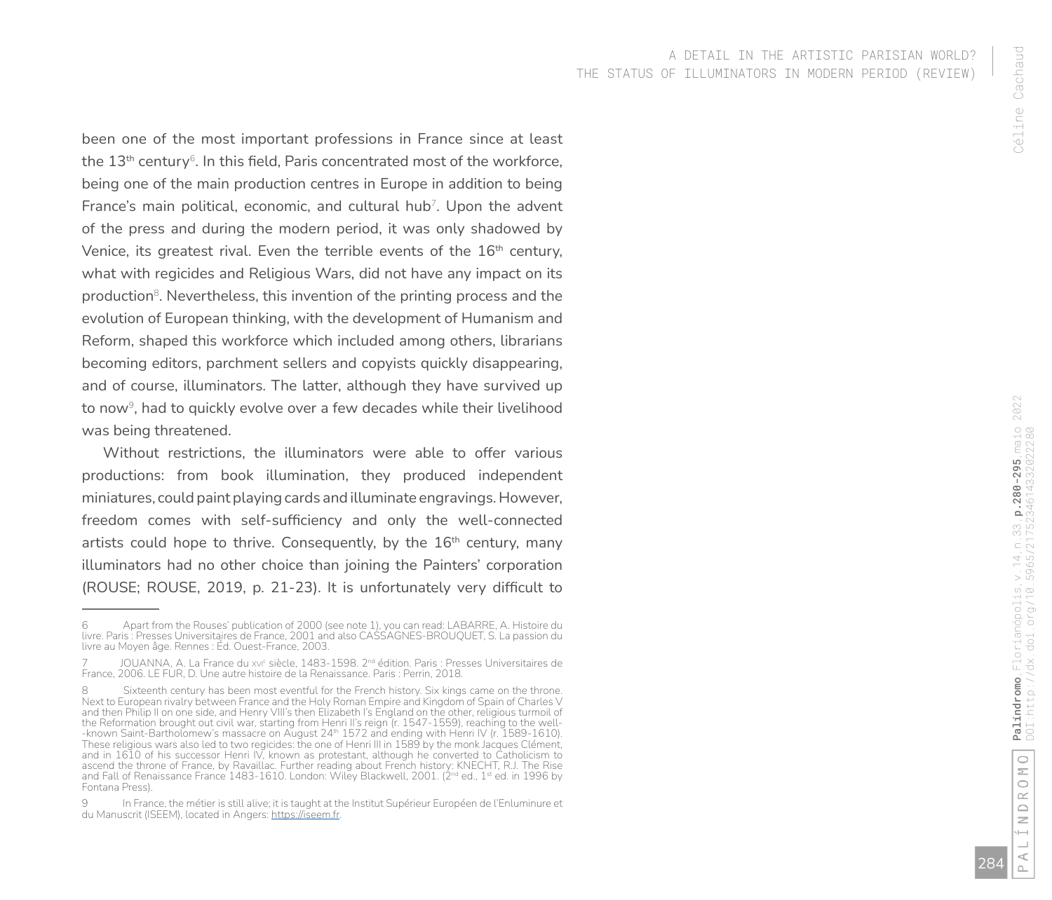been one of the most important professions in France since at least the 13th century[6]. In this field, Paris concentrated most of the workforce, being one of the main production centres in Europe in addition to being France's main political, economic, and cultural hub[7]. Upon the advent of the press and during the modern period, it was only shadowed by Venice, its greatest rival. Even the terrible events of the 16th century, what with regicides and Religious Wars, did not have any impact on its production[8]. Nevertheless, this invention of the printing process and the evolution of European thinking, with the development of Humanism and Reform, shaped this workforce which included among others, librarians becoming editors, parchment sellers and copyists quickly disappearing, and of course, illuminators. The latter, although they have survived up to now[9], had to quickly evolve over a few decades while their livelihood was being threatened.

Without restrictions, the illuminators were able to offer various productions: from book illumination, they produced independent miniatures, could paint playing cards and illuminate engravings. However, freedom comes with self-sufficiency and only the well-connected artists could hope to thrive. Consequently, by the 16th century, many illuminators had no other choice than joining the Painters' corporation (ROUSE; ROUSE, 2019, p. 21-23). It is unfortunately very difficult to

---

6 Apart from the Rouses' publication of 2000 (see note 1), you can read: LABARRE, A. Histoire du livre. Paris : Presses Universitaires de France, 2001 and also CASSAGNES-BROUQUET, S. La passion du livre au Moyen âge. Rennes : Éd. Ouest-France, 2003.

7 JOUANNA, A. La France du xvie siècle, 1483-1598. 2nd édition. Paris : Presses Universitaires de France, 2006. LE FUR, D. Une autre histoire de la Renaissance. Paris : Perrin, 2018.

8 Sixteenth century has been most eventful for the French history. Six kings came on the throne. Next to European rivalry between France and the Holy Roman Empire and Kingdom of Spain of Charles V and then Philip II on one side, and Henry VIII's then Elizabeth I's England on the other, religious turmoil of the Reformation brought out civil war, starting from Henri II's reign (r. 1547-1559), reaching to the well--known Saint-Bartholomew's massacre on August 24th 1572 and ending with Henri IV (r. 1589-1610). These religious wars also led to two regicides: the one of Henri III in 1589 by the monk Jacques Clément, and in 1610 of his successor Henri IV, known as protestant, although he converted to Catholicism to ascend the throne of France, by Ravaillac. Further reading about French history: KNECHT, R.J. The Rise and Fall of Renaissance France 1483-1610. London: Wiley Blackwell, 2001. (2nd ed., 1st ed. in 1996 by Fontana Press).

9 In France, the métier is still alive; it is taught at the Institut Supérieur Européen de l'Enluminure et du Manuscrit (ISEEM), located in Angers: https://iseem.fr.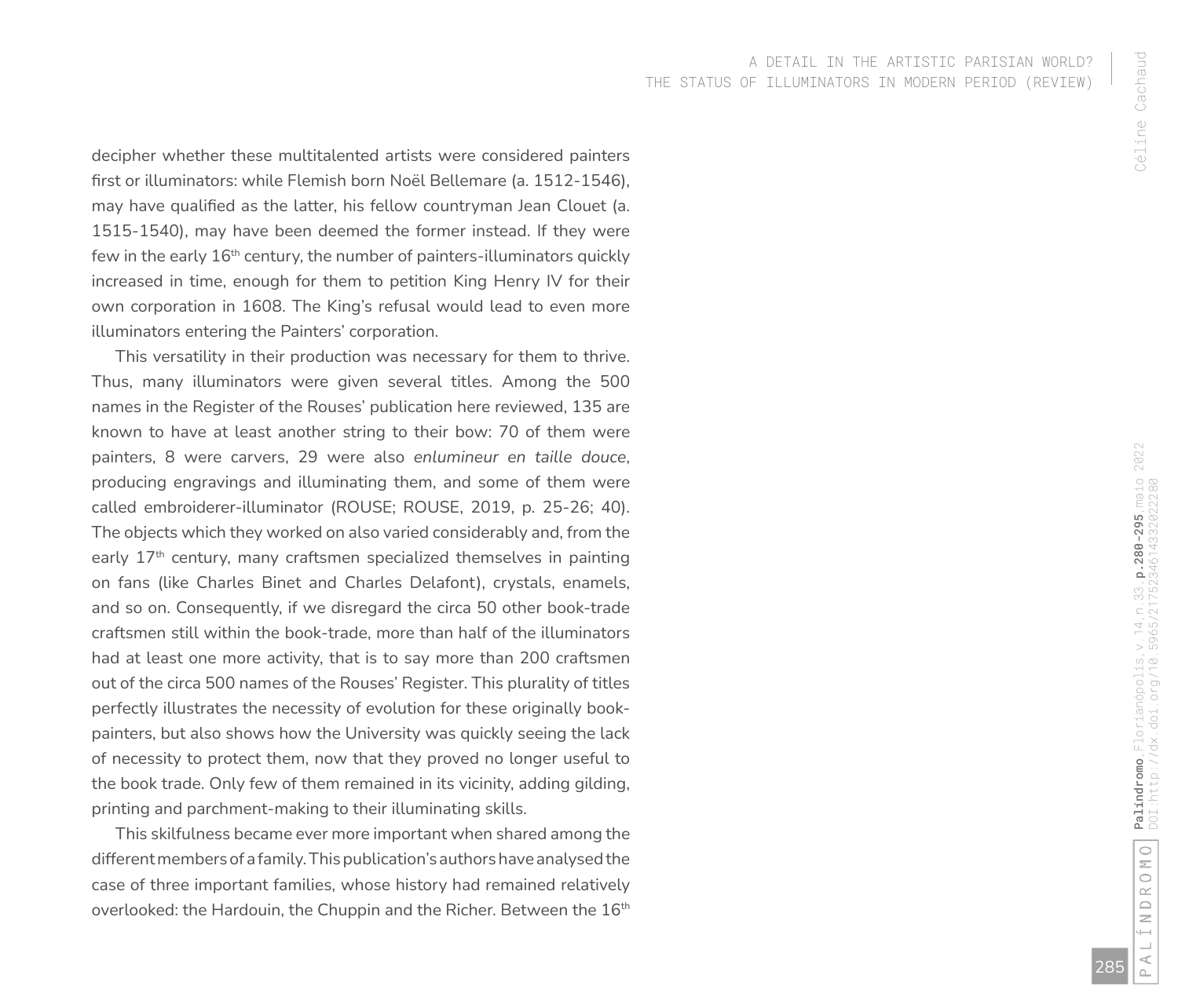decipher whether these multitalented artists were considered painters first or illuminators: while Flemish born Noël Bellemare (a. 1512-1546), may have qualified as the latter, his fellow countryman Jean Clouet (a. 1515-1540), may have been deemed the former instead. If they were few in the early 16th century, the number of painters-illuminators quickly increased in time, enough for them to petition King Henry IV for their own corporation in 1608. The King's refusal would lead to even more illuminators entering the Painters' corporation.

This versatility in their production was necessary for them to thrive. Thus, many illuminators were given several titles. Among the 500 names in the Register of the Rouses' publication here reviewed, 135 are known to have at least another string to their bow: 70 of them were painters, 8 were carvers, 29 were also *enlumineur en taille douce*, producing engravings and illuminating them, and some of them were called embroiderer-illuminator (ROUSE; ROUSE, 2019, p. 25-26; 40). The objects which they worked on also varied considerably and, from the early 17th century, many craftsmen specialized themselves in painting on fans (like Charles Binet and Charles Delafont), crystals, enamels, and so on. Consequently, if we disregard the circa 50 other book-trade craftsmen still within the book-trade, more than half of the illuminators had at least one more activity, that is to say more than 200 craftsmen out of the circa 500 names of the Rouses' Register. This plurality of titles perfectly illustrates the necessity of evolution for these originally book-painters, but also shows how the University was quickly seeing the lack of necessity to protect them, now that they proved no longer useful to the book trade. Only few of them remained in its vicinity, adding gilding, printing and parchment-making to their illuminating skills.

This skilfulness became ever more important when shared among the different members of a family. This publication's authors have analysed the case of three important families, whose history had remained relatively overlooked: the Hardouin, the Chuppin and the Richer. Between the 16th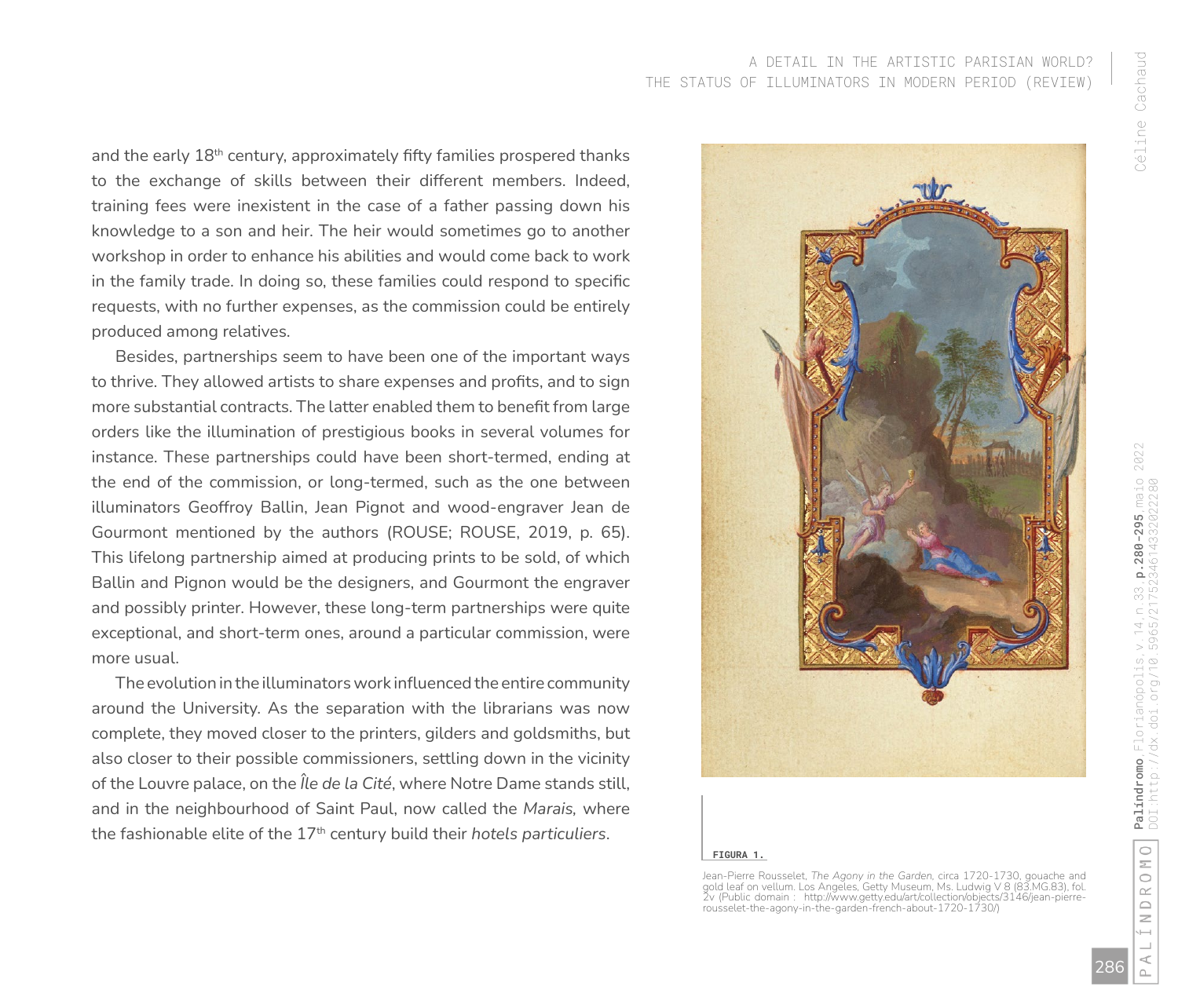and the early 18th century, approximately fifty families prospered thanks to the exchange of skills between their different members. Indeed, training fees were inexistent in the case of a father passing down his knowledge to a son and heir. The heir would sometimes go to another workshop in order to enhance his abilities and would come back to work in the family trade. In doing so, these families could respond to specific requests, with no further expenses, as the commission could be entirely produced among relatives.

Besides, partnerships seem to have been one of the important ways to thrive. They allowed artists to share expenses and profits, and to sign more substantial contracts. The latter enabled them to benefit from large orders like the illumination of prestigious books in several volumes for instance. These partnerships could have been short-termed, ending at the end of the commission, or long-termed, such as the one between illuminators Geoffroy Ballin, Jean Pignot and wood-engraver Jean de Gourmont mentioned by the authors (ROUSE; ROUSE, 2019, p. 65). This lifelong partnership aimed at producing prints to be sold, of which Ballin and Pignon would be the designers, and Gourmont the engraver and possibly printer. However, these long-term partnerships were quite exceptional, and short-term ones, around a particular commission, were more usual.

The evolution in the illuminators work influenced the entire community around the University. As the separation with the librarians was now complete, they moved closer to the printers, gilders and goldsmiths, but also closer to their possible commissioners, settling down in the vicinity of the Louvre palace, on the *Île de la Cité*, where Notre Dame stands still, and in the neighbourhood of Saint Paul, now called the *Marais,* where the fashionable elite of the 17th century build their *hotels particuliers*.

**FIGURA 1.**

Jean-Pierre Rousselet, *The Agony in the Garden*, circa 1720-1730, gouache and gold leaf on vellum. Los Angeles, Getty Museum, Ms. Ludwig V 8 (83.MG.83), fol. 2v (Public domain : http://www.getty.edu/art/collection/objects/3146/jean-pierre-rousselet-the-agony-in-the-garden-french-about-1720-1730/)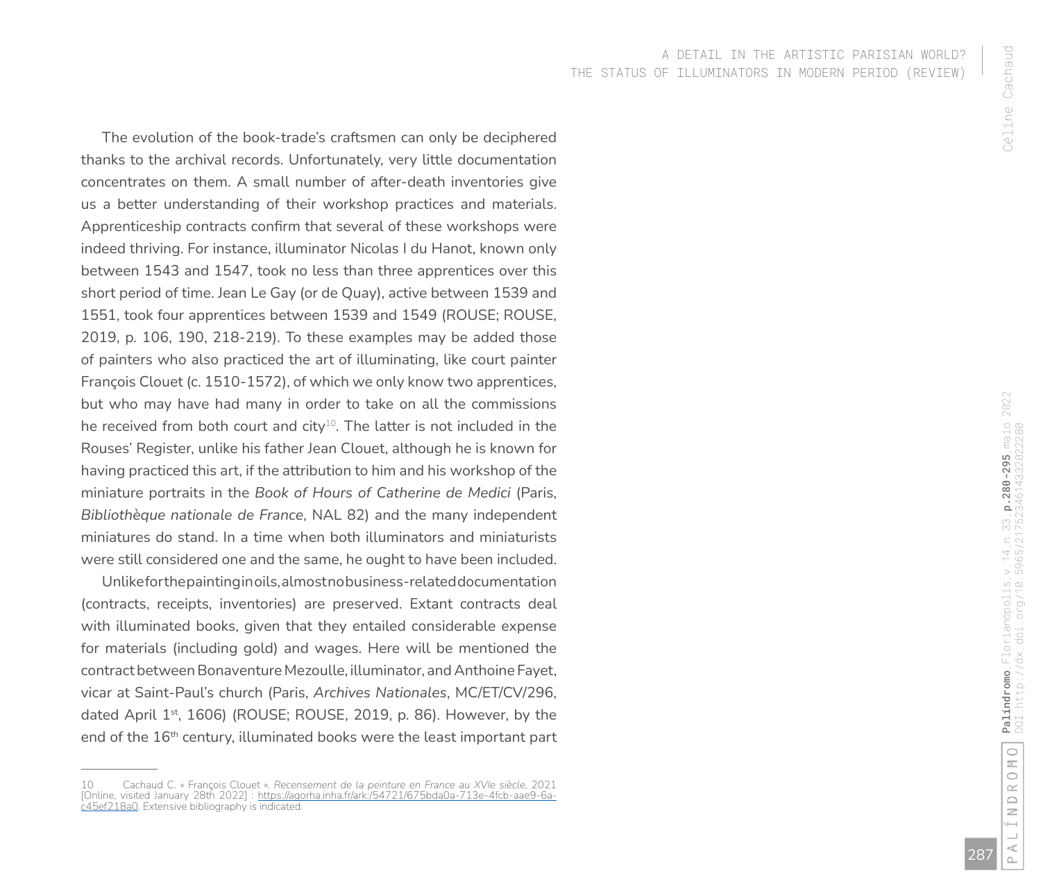The evolution of the book-trade's craftsmen can only be deciphered thanks to the archival records. Unfortunately, very little documentation concentrates on them. A small number of after-death inventories give us a better understanding of their workshop practices and materials. Apprenticeship contracts confirm that several of these workshops were indeed thriving. For instance, illuminator Nicolas I du Hanot, known only between 1543 and 1547, took no less than three apprentices over this short period of time. Jean Le Gay (or de Quay), active between 1539 and 1551, took four apprentices between 1539 and 1549 (ROUSE; ROUSE, 2019, p. 106, 190, 218-219). To these examples may be added those of painters who also practiced the art of illuminating, like court painter François Clouet (c. 1510-1572), of which we only know two apprentices, but who may have had many in order to take on all the commissions he received from both court and city[10]. The latter is not included in the Rouses' Register, unlike his father Jean Clouet, although he is known for having practiced this art, if the attribution to him and his workshop of the miniature portraits in the *Book of Hours of Catherine de Medici* (Paris, *Bibliothèque nationale de France*, NAL 82) and the many independent miniatures do stand. In a time when both illuminators and miniaturists were still considered one and the same, he ought to have been included.

Unlike for the painting in oils, almost no business-related documentation (contracts, receipts, inventories) are preserved. Extant contracts deal with illuminated books, given that they entailed considerable expense for materials (including gold) and wages. Here will be mentioned the contract between Bonaventure Mezoulle, illuminator, and Anthoine Fayet, vicar at Saint-Paul's church (Paris, *Archives Nationales*, MC/ET/CV/296, dated April 1st, 1606) (ROUSE; ROUSE, 2019, p. 86). However, by the end of the 16th century, illuminated books were the least important part

---

10 Cachaud C. « François Clouet ». *Recensement de la peinture en France au XVIe siècle*, 2021 [Online, visited January 28th 2022] : https://agorha.inha.fr/ark:/54721/675bda0a-713e-4fcb-aae9-6a-c45ef218a0. Extensive bibliography is indicated.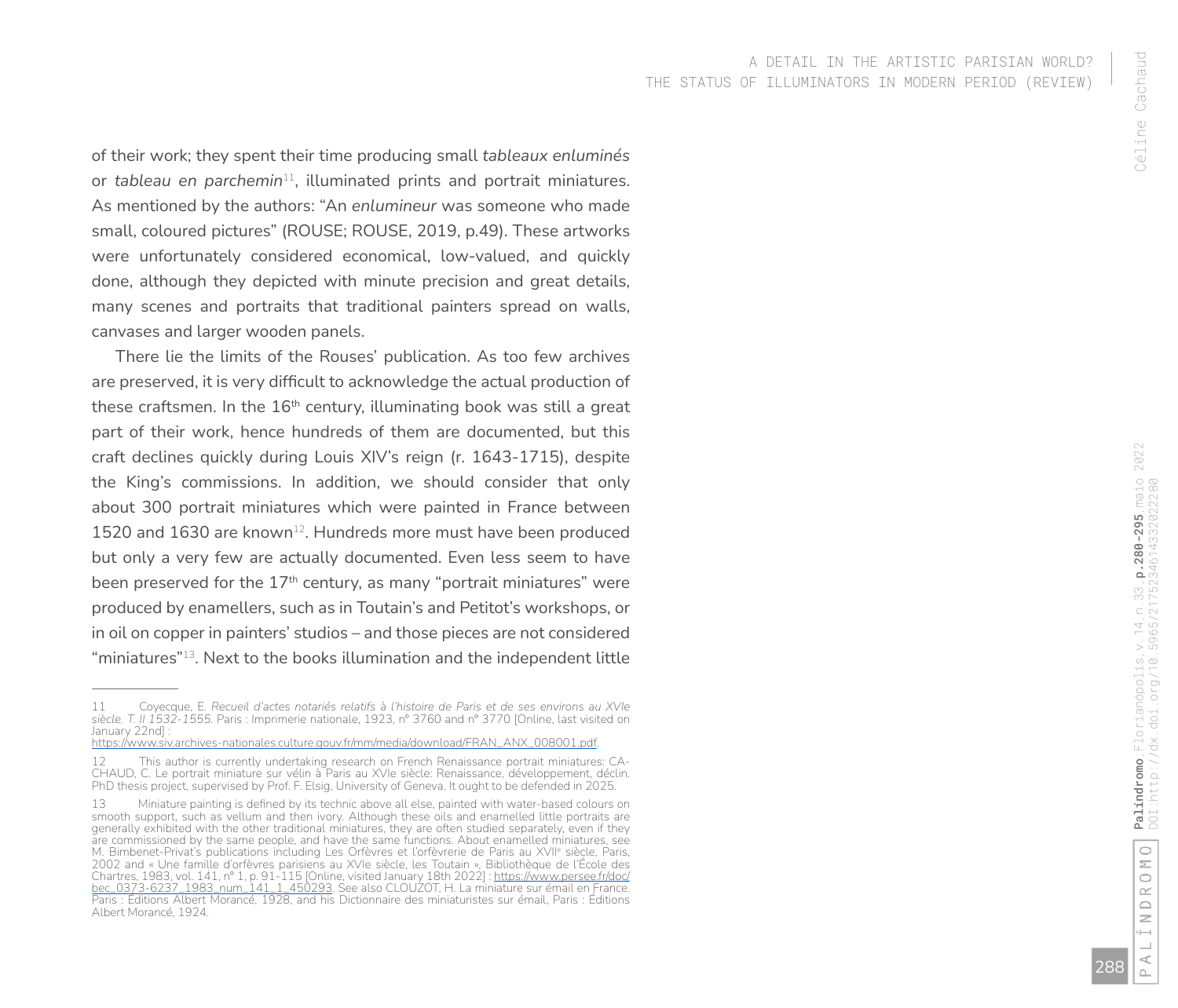of their work; they spent their time producing small *tableaux enluminés* or *tableau en parchemin*[11], illuminated prints and portrait miniatures. As mentioned by the authors: "An *enlumineur* was someone who made small, coloured pictures" (ROUSE; ROUSE, 2019, p.49). These artworks were unfortunately considered economical, low-valued, and quickly done, although they depicted with minute precision and great details, many scenes and portraits that traditional painters spread on walls, canvases and larger wooden panels.

There lie the limits of the Rouses' publication. As too few archives are preserved, it is very difficult to acknowledge the actual production of these craftsmen. In the 16th century, illuminating book was still a great part of their work, hence hundreds of them are documented, but this craft declines quickly during Louis XIV's reign (r. 1643-1715), despite the King's commissions. In addition, we should consider that only about 300 portrait miniatures which were painted in France between 1520 and 1630 are known[12]. Hundreds more must have been produced but only a very few are actually documented. Even less seem to have been preserved for the 17th century, as many "portrait miniatures" were produced by enamellers, such as in Toutain's and Petitot's workshops, or in oil on copper in painters' studios – and those pieces are not considered "miniatures"[13]. Next to the books illumination and the independent little

---

11 Coyecque, E. *Recueil d'actes notariés relatifs à l'histoire de Paris et de ses environs au XVIe siècle. T. II 1532-1555.* Paris : Imprimerie nationale, 1923, n° 3760 and n° 3770 [Online, last visited on January 22nd] : https://www.siv.archives-nationales.culture.gouv.fr/mm/media/download/FRAN_ANX_008001.pdf.

12 This author is currently undertaking research on French Renaissance portrait miniatures: CACHAUD, C. Le portrait miniature sur vélin à Paris au XVIe siècle: Renaissance, développement, déclin. PhD thesis project, supervised by Prof. F. Elsig, University of Geneva. It ought to be defended in 2025.

13 Miniature painting is defined by its technic above all else, painted with water-based colours on smooth support, such as vellum and then ivory. Although these oils and enamelled little portraits are generally exhibited with the other traditional miniatures, they are often studied separately, even if they are commissioned by the same people, and have the same functions. About enamelled miniatures, see M. Bimbenet-Privat's publications including Les Orfèvres et l'orfèvrerie de Paris au XVIIe siècle, Paris, 2002 and « Une famille d'orfèvres parisiens au XVIe siècle, les Toutain », Bibliothèque de l'École des Chartres, 1983, vol. 141, n° 1, p. 91-115 [Online, visited January 18th 2022] : https://www.persee.fr/doc/bec_0373-6237_1983_num_141_1_450293. See also CLOUZOT, H. La miniature sur émail en France. Paris : Éditions Albert Morancé, 1928, and his Dictionnaire des miniaturistes sur émail, Paris : Éditions Albert Morancé, 1924.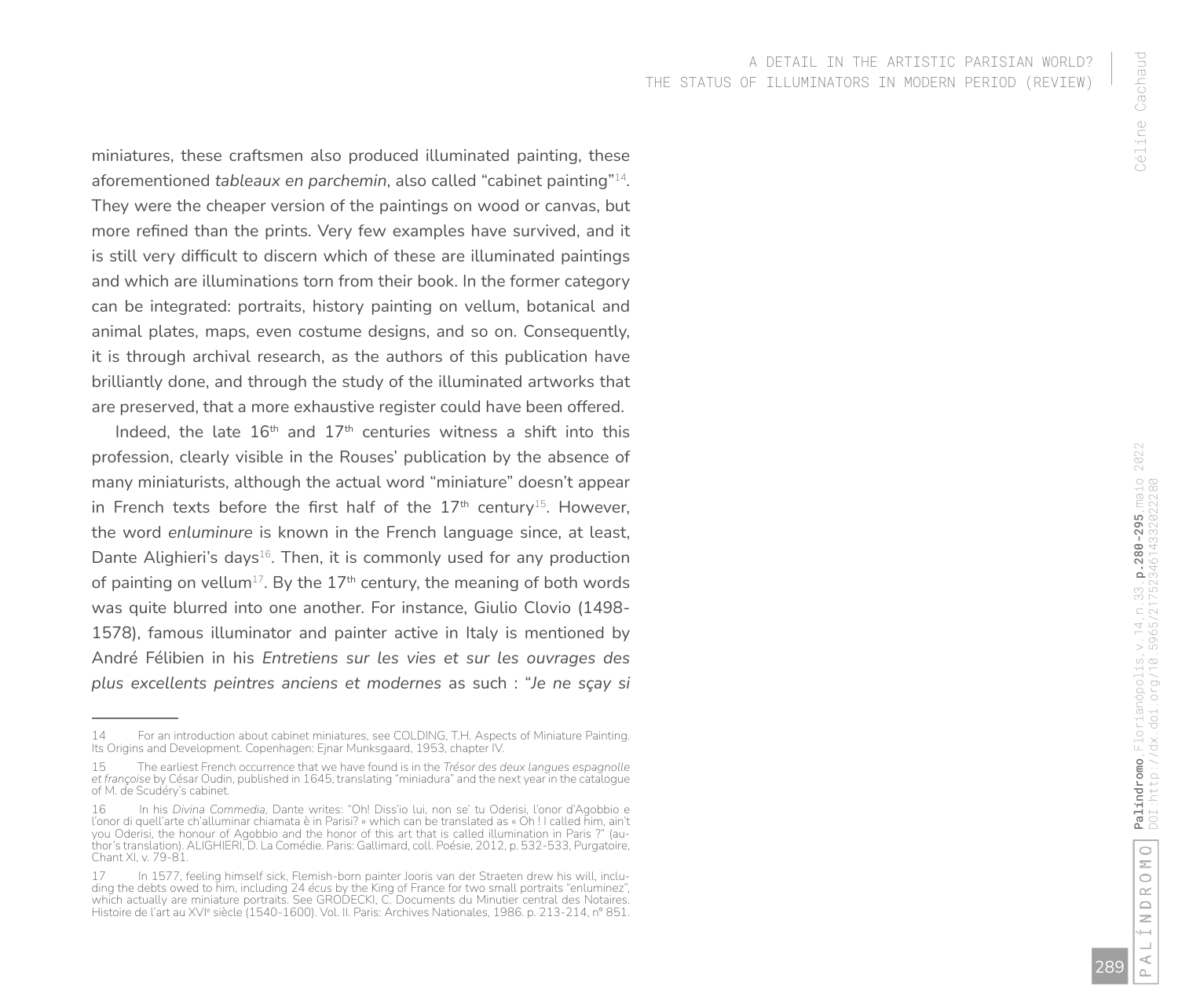miniatures, these craftsmen also produced illuminated painting, these aforementioned *tableaux en parchemin*, also called "cabinet painting"[14]. They were the cheaper version of the paintings on wood or canvas, but more refined than the prints. Very few examples have survived, and it is still very difficult to discern which of these are illuminated paintings and which are illuminations torn from their book. In the former category can be integrated: portraits, history painting on vellum, botanical and animal plates, maps, even costume designs, and so on. Consequently, it is through archival research, as the authors of this publication have brilliantly done, and through the study of the illuminated artworks that are preserved, that a more exhaustive register could have been offered.

Indeed, the late 16th and 17th centuries witness a shift into this profession, clearly visible in the Rouses' publication by the absence of many miniaturists, although the actual word "miniature" doesn't appear in French texts before the first half of the 17th century[15]. However, the word *enluminure* is known in the French language since, at least, Dante Alighieri's days[16]. Then, it is commonly used for any production of painting on vellum[17]. By the 17th century, the meaning of both words was quite blurred into one another. For instance, Giulio Clovio (1498-1578), famous illuminator and painter active in Italy is mentioned by André Félibien in his *Entretiens sur les vies et sur les ouvrages des plus excellents peintres anciens et modernes* as such : "*Je ne sçay si*

---

14 For an introduction about cabinet miniatures, see COLDING, T.H. Aspects of Miniature Painting. Its Origins and Development. Copenhagen: Ejnar Munksgaard, 1953, chapter IV.

15 The earliest French occurrence that we have found is in the *Trésor des deux langues espagnolle et françoise* by César Oudin, published in 1645, translating "miniadura" and the next year in the catalogue of M. de Scudéry's cabinet.

16 In his *Divina Commedia*, Dante writes: "Oh! Diss'io lui, non se' tu Oderisi, l'onor d'Agobbio e l'onor di quell'arte ch'alluminar chiamata è in Parisi? » which can be translated as « Oh ! I called him, ain't you Oderisi, the honour of Agobbio and the honor of this art that is called illumination in Paris ?" (author's translation). ALIGHIERI, D. La Comédie. Paris: Gallimard, coll. Poésie, 2012, p. 532-533, Purgatoire, Chant XI, v. 79-81.

17 In 1577, feeling himself sick, Flemish-born painter Jooris van der Straeten drew his will, including the debts owed to him, including 24 *écus* by the King of France for two small portraits "enluminez", which actually are miniature portraits. See GRODECKI, C. Documents du Minutier central des Notaires. Histoire de l'art au XVIe siècle (1540-1600). Vol. II. Paris: Archives Nationales, 1986. p. 213-214, n° 851.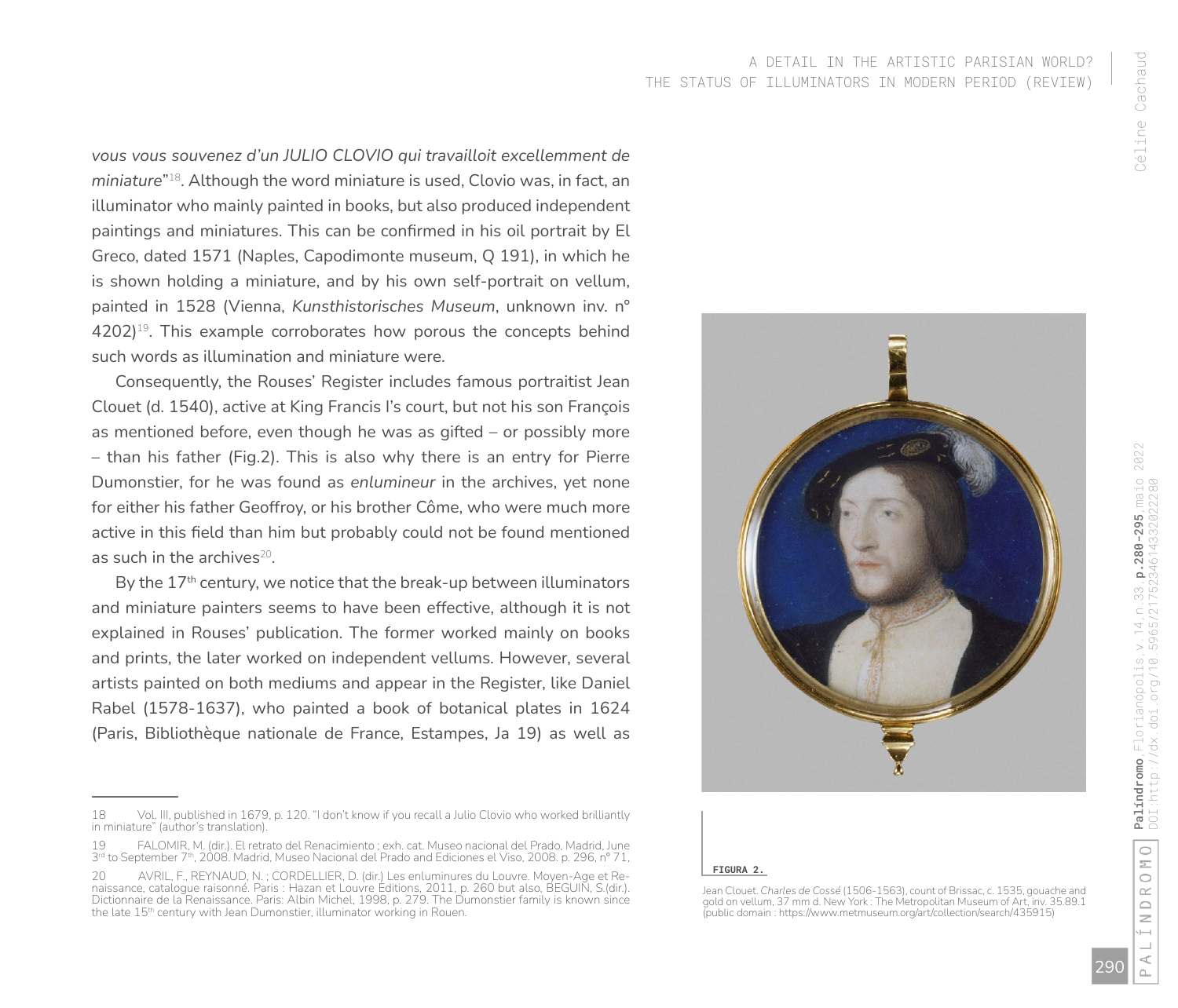*vous vous souvenez d'un JULIO CLOVIO qui travailloit excellemment de miniature*"[18]. Although the word miniature is used, Clovio was, in fact, an illuminator who mainly painted in books, but also produced independent paintings and miniatures. This can be confirmed in his oil portrait by El Greco, dated 1571 (Naples, Capodimonte museum, Q 191), in which he is shown holding a miniature, and by his own self-portrait on vellum, painted in 1528 (Vienna, *Kunsthistorisches Museum*, unknown inv. n° 4202)[19]. This example corroborates how porous the concepts behind such words as illumination and miniature were.

Consequently, the Rouses' Register includes famous portraitist Jean Clouet (d. 1540), active at King Francis I's court, but not his son François as mentioned before, even though he was as gifted – or possibly more – than his father (Fig.2). This is also why there is an entry for Pierre Dumonstier, for he was found as *enlumineur* in the archives, yet none for either his father Geoffroy, or his brother Côme, who were much more active in this field than him but probably could not be found mentioned as such in the archives[20].

By the 17th century, we notice that the break-up between illuminators and miniature painters seems to have been effective, although it is not explained in Rouses' publication. The former worked mainly on books and prints, the later worked on independent vellums. However, several artists painted on both mediums and appear in the Register, like Daniel Rabel (1578-1637), who painted a book of botanical plates in 1624 (Paris, Bibliothèque nationale de France, Estampes, Ja 19) as well as

**FIGURA 2.**

Jean Clouet. *Charles de Cossé* (1506-1563), count of Brissac, c. 1535, gouache and gold on vellum, 37 mm d. New York : The Metropolitan Museum of Art, inv. 35.89.1 (public domain : https://www.metmuseum.org/art/collection/search/435915)

---

18 Vol. III, published in 1679, p. 120. "I don't know if you recall a Julio Clovio who worked brilliantly in miniature" (author's translation).

19 FALOMIR, M. (dir.). El retrato del Renacimiento ; exh. cat. Museo nacional del Prado, Madrid, June 3rd to September 7th, 2008. Madrid, Museo Nacional del Prado and Ediciones el Viso, 2008. p. 296, n° 71,

20 AVRIL, F., REYNAUD, N. ; CORDELLIER, D. (dir.) Les enluminures du Louvre. Moyen-Age et Renaissance, catalogue raisonné. Paris : Hazan et Louvre Éditions, 2011, p. 260 but also, BEGUIN, S.(dir.). Dictionnaire de la Renaissance. Paris: Albin Michel, 1998, p. 279. The Dumonstier family is known since the late 15th century with Jean Dumonstier, illuminator working in Rouen.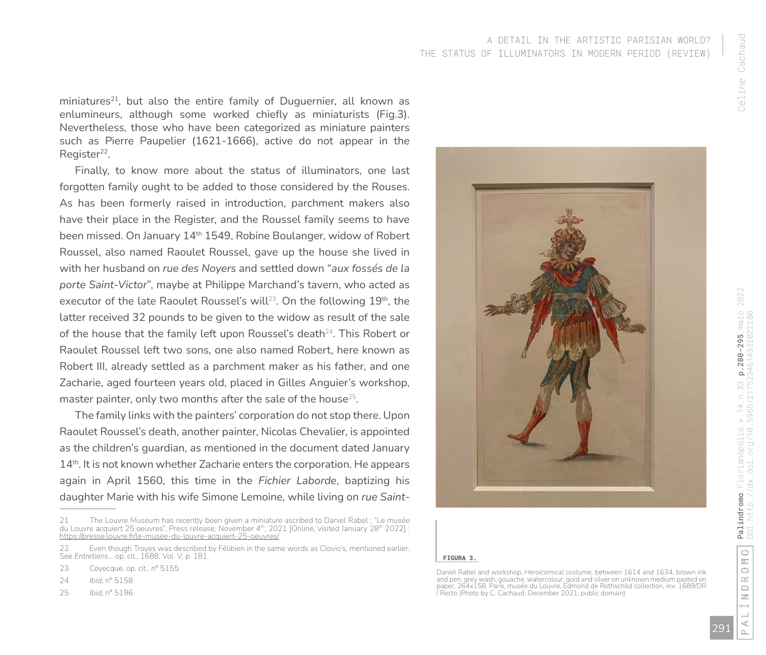miniatures[21], but also the entire family of Duguernier, all known as enlumineurs, although some worked chiefly as miniaturists (Fig.3). Nevertheless, those who have been categorized as miniature painters such as Pierre Paupelier (1621-1666), active do not appear in the Register[22].

Finally, to know more about the status of illuminators, one last forgotten family ought to be added to those considered by the Rouses. As has been formerly raised in introduction, parchment makers also have their place in the Register, and the Roussel family seems to have been missed. On January 14th 1549, Robine Boulanger, widow of Robert Roussel, also named Raoulet Roussel, gave up the house she lived in with her husband on *rue des Noyers* and settled down "*aux fossés de la porte Saint-Victor*", maybe at Philippe Marchand's tavern, who acted as executor of the late Raoulet Roussel's will[23]. On the following 19th, the latter received 32 pounds to be given to the widow as result of the sale of the house that the family left upon Roussel's death[24]. This Robert or Raoulet Roussel left two sons, one also named Robert, here known as Robert III, already settled as a parchment maker as his father, and one Zacharie, aged fourteen years old, placed in Gilles Anguier's workshop, master painter, only two months after the sale of the house[25].

The family links with the painters' corporation do not stop there. Upon Raoulet Roussel's death, another painter, Nicolas Chevalier, is appointed as the children's guardian, as mentioned in the document dated January 14th. It is not known whether Zacharie enters the corporation. He appears again in April 1560, this time in the *Fichier Laborde*, baptizing his daughter Marie with his wife Simone Lemoine, while living on *rue Saint-*

**FIGURA 3.**

Daniel Rabel and workshop, *Heroicomical costume*, between 1614 and 1634, brown ink and pen, grey wash, gouache, watercolour, gold and silver on unknown medium pasted on paper, 264x158. Paris, musée du Louvre, Edmond de Rothschild collection, inv. 1689/DR / Recto (Photo by C. Cachaud, December 2021, public domain)

---

21 The Louvre Museum has recently been given a miniature ascribed to Daniel Rabel : "Le musée du Louvre acquiert 25 oeuvres", Press release, November 4th, 2021 [Online, visited January 28th 2022] : https://presse.louvre.fr/le-musee-du-louvre-acquiert-25-oeuvres/

22 Even though Troyes was described by Félibien in the same words as Clovio's, mentioned earlier. See *Entretiens*... op. cit., 1688, Vol. V, p. 181.

23 Coyecque, op. cit., n° 5155

24 *Ibid*, n° 5158

25 *Ibid*, n° 5196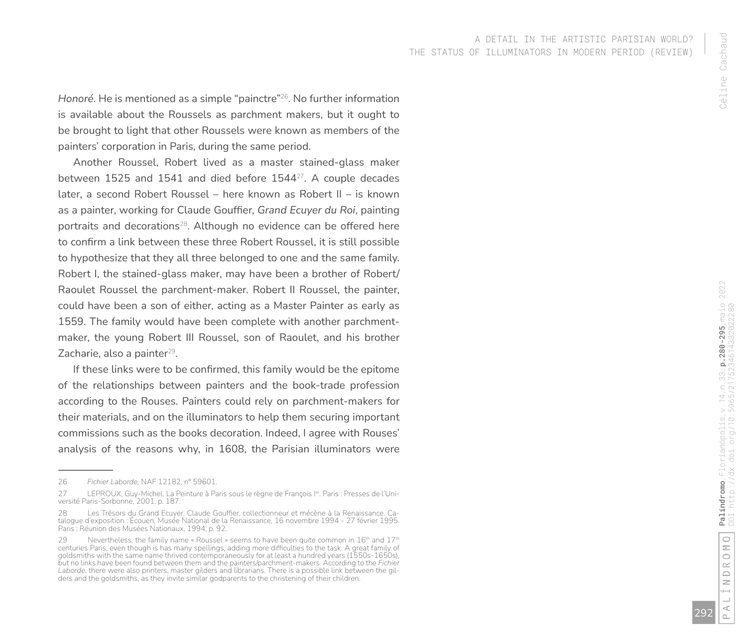*Honoré*. He is mentioned as a simple "painctre"[26]. No further information is available about the Roussels as parchment makers, but it ought to be brought to light that other Roussels were known as members of the painters' corporation in Paris, during the same period.

Another Roussel, Robert lived as a master stained-glass maker between 1525 and 1541 and died before 1544[27]. A couple decades later, a second Robert Roussel – here known as Robert II – is known as a painter, working for Claude Gouffier, *Grand Ecuyer du Roi*, painting portraits and decorations[28]. Although no evidence can be offered here to confirm a link between these three Robert Roussel, it is still possible to hypothesize that they all three belonged to one and the same family. Robert I, the stained-glass maker, may have been a brother of Robert/Raoulet Roussel the parchment-maker. Robert II Roussel, the painter, could have been a son of either, acting as a Master Painter as early as 1559. The family would have been complete with another parchment-maker, the young Robert III Roussel, son of Raoulet, and his brother Zacharie, also a painter[29].

If these links were to be confirmed, this family would be the epitome of the relationships between painters and the book-trade profession according to the Rouses. Painters could rely on parchment-makers for their materials, and on the illuminators to help them securing important commissions such as the books decoration. Indeed, I agree with Rouses' analysis of the reasons why, in 1608, the Parisian illuminators were

---

26 *Fichier Laborde*, NAF 12182, n° 59601.

27 LEPROUX, Guy-Michel. La Peinture à Paris sous le règne de François Ier. Paris : Presses de l'Université Paris-Sorbonne, 2001. p. 187.

28 Les Trésors du Grand Ecuyer. Claude Gouffier, collectionneur et mécène à la Renaissance. Catalogue d'exposition : Écouen, Musée National de la Renaissance, 16 novembre 1994 - 27 février 1995. Paris : Réunion des Musées Nationaux, 1994, p. 92.

29 Nevertheless, the family name « Roussel » seems to have been quite common in 16th and 17th centuries Paris, even though is has many spellings, adding more difficulties to the task. A great family of goldsmiths with the same name thrived contemporaneously for at least a hundred years (1550s-1650s), but no links have been found between them and the painters/parchment-makers. According to the *Fichier Laborde*, there were also printers, master gilders and librarians. There is a possible link between the gilders and the goldsmiths, as they invite similar godparents to the christening of their children.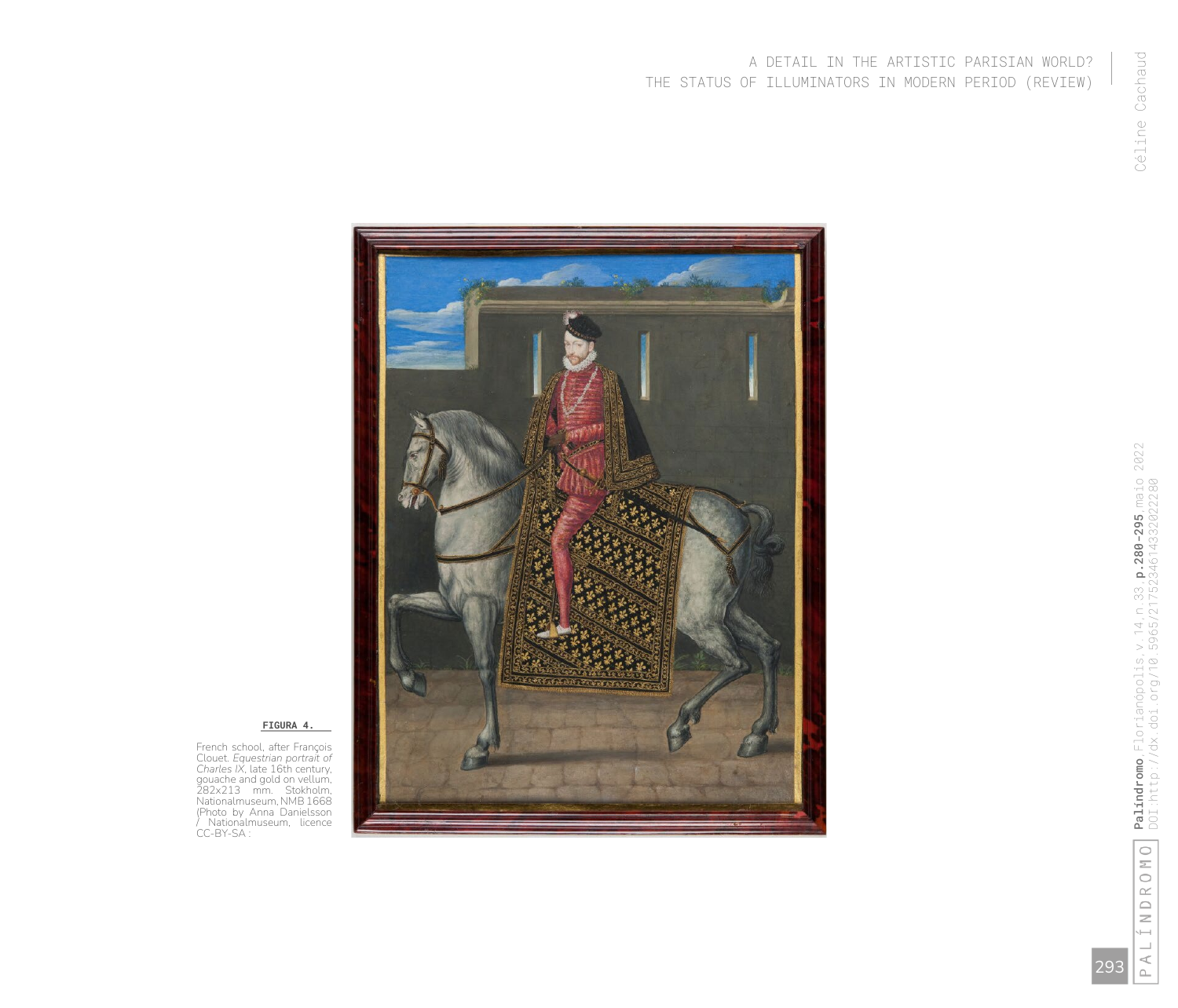**FIGURA 4.**

French school, after François Clouet. *Equestrian portrait of Charles IX*, late 16th century, gouache and gold on vellum, 282x213 mm. Stokholm, Nationalmuseum, NMB 1668 (Photo by Anna Danielsson / Nationalmuseum, licence CC-BY-SA :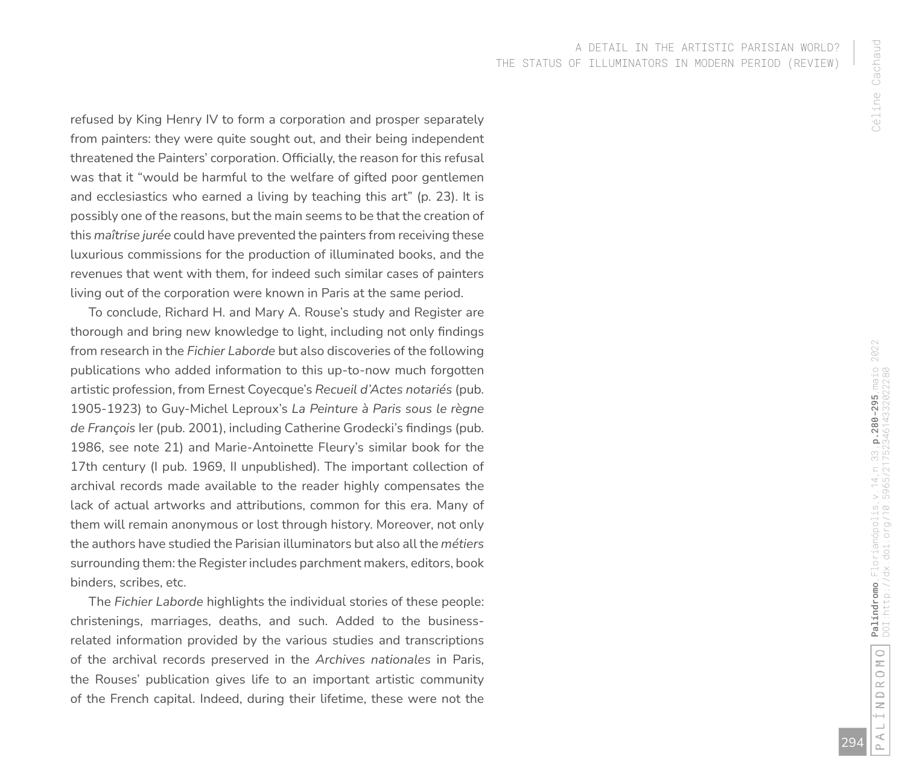refused by King Henry IV to form a corporation and prosper separately from painters: they were quite sought out, and their being independent threatened the Painters' corporation. Officially, the reason for this refusal was that it "would be harmful to the welfare of gifted poor gentlemen and ecclesiastics who earned a living by teaching this art" (p. 23). It is possibly one of the reasons, but the main seems to be that the creation of this *maîtrise jurée* could have prevented the painters from receiving these luxurious commissions for the production of illuminated books, and the revenues that went with them, for indeed such similar cases of painters living out of the corporation were known in Paris at the same period.

To conclude, Richard H. and Mary A. Rouse's study and Register are thorough and bring new knowledge to light, including not only findings from research in the *Fichier Laborde* but also discoveries of the following publications who added information to this up-to-now much forgotten artistic profession, from Ernest Coyecque's *Recueil d'Actes notariés* (pub. 1905-1923) to Guy-Michel Leproux's *La Peinture à Paris sous le règne de François* Ier (pub. 2001), including Catherine Grodecki's findings (pub. 1986, see note 21) and Marie-Antoinette Fleury's similar book for the 17th century (I pub. 1969, II unpublished). The important collection of archival records made available to the reader highly compensates the lack of actual artworks and attributions, common for this era. Many of them will remain anonymous or lost through history. Moreover, not only the authors have studied the Parisian illuminators but also all the *métiers* surrounding them: the Register includes parchment makers, editors, book binders, scribes, etc.

The *Fichier Laborde* highlights the individual stories of these people: christenings, marriages, deaths, and such. Added to the business-related information provided by the various studies and transcriptions of the archival records preserved in the *Archives nationales* in Paris, the Rouses' publication gives life to an important artistic community of the French capital. Indeed, during their lifetime, these were not the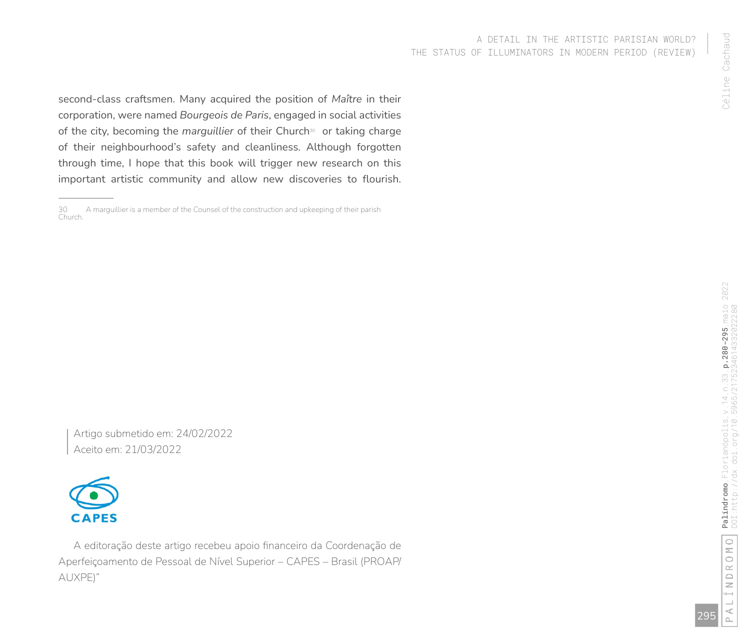second-class craftsmen. Many acquired the position of *Maître* in their corporation, were named *Bourgeois de Paris*, engaged in social activities of the city, becoming the *marguillier* of their Church[30] or taking charge of their neighbourhood's safety and cleanliness. Although forgotten through time, I hope that this book will trigger new research on this important artistic community and allow new discoveries to flourish.

30 A marguillier is a member of the Counsel of the construction and upkeeping of their parish Church.

Artigo submetido em: 24/02/2022
Aceito em: 21/03/2022

CAPES

A editoração deste artigo recebeu apoio financeiro da Coordenação de Aperfeiçoamento de Pessoal de Nível Superior – CAPES – Brasil (PROAP/AUXPE)"